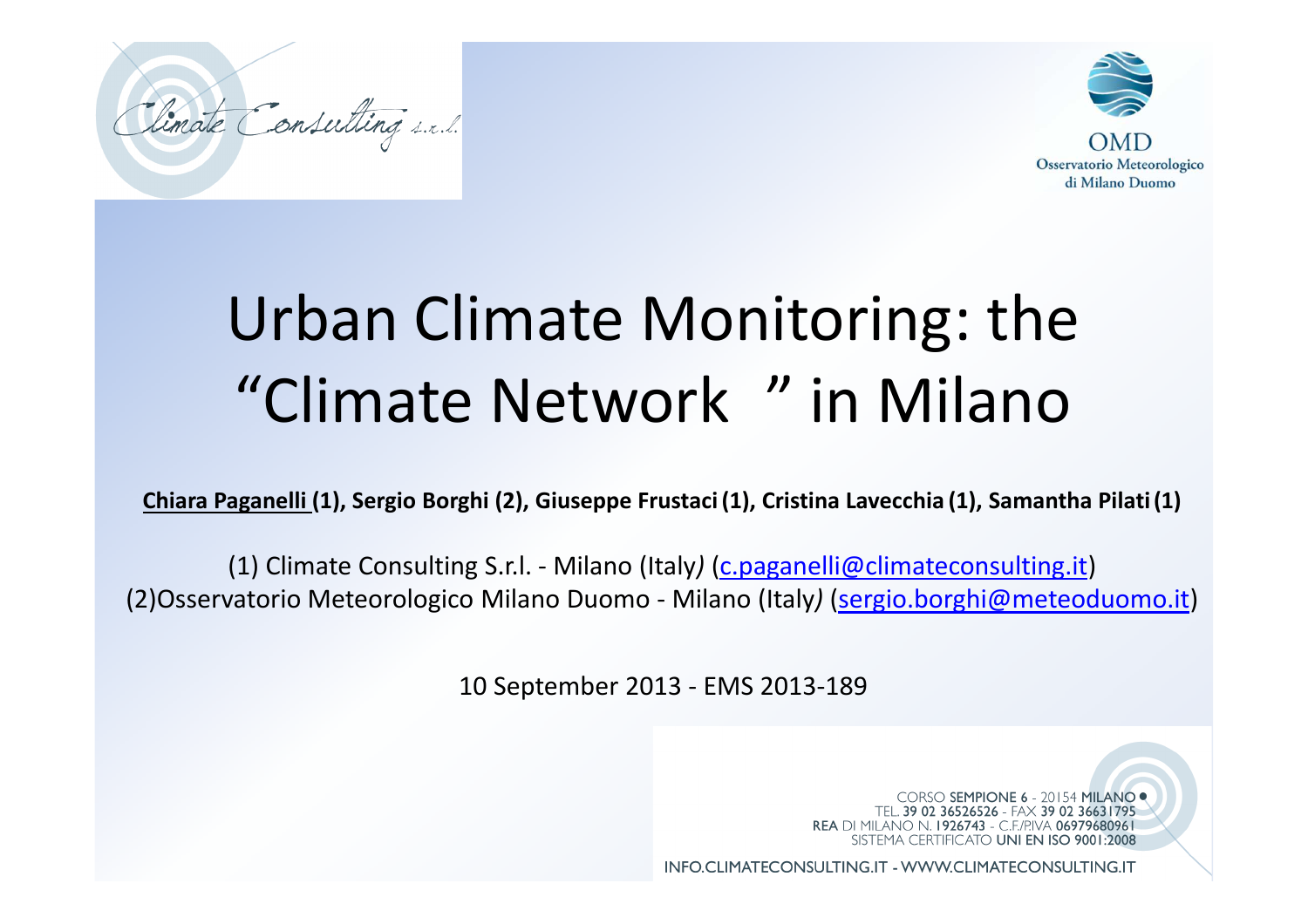Climate Consulting s.r.l.

OMD
Osservatorio Meteorologico di Milano Duomo

# Urban Climate Monitoring: the "Climate Network" in Milano

**Chiara Paganelli (1), Sergio Borghi (2), Giuseppe Frustaci (1), Cristina Lavecchia (1), Samantha Pilati (1)**

(1) Climate Consulting S.r.l. - Milano (Italy) (c.paganelli@climateconsulting.it)
(2)Osservatorio Meteorologico Milano Duomo - Milano (Italy) (sergio.borghi@meteoduomo.it)

10 September 2013 - EMS 2013-189

CORSO SEMPIONE 6 - 20154 MILANO
TEL. 39 02 36526526 - FAX 39 02 36631795
REA DI MILANO N. 1926743 - C.F./P.IVA 06979680961
SISTEMA CERTIFICATO UNI EN ISO 9001:2008

INFO.CLIMATECONSULTING.IT - WWW.CLIMATECONSULTING.IT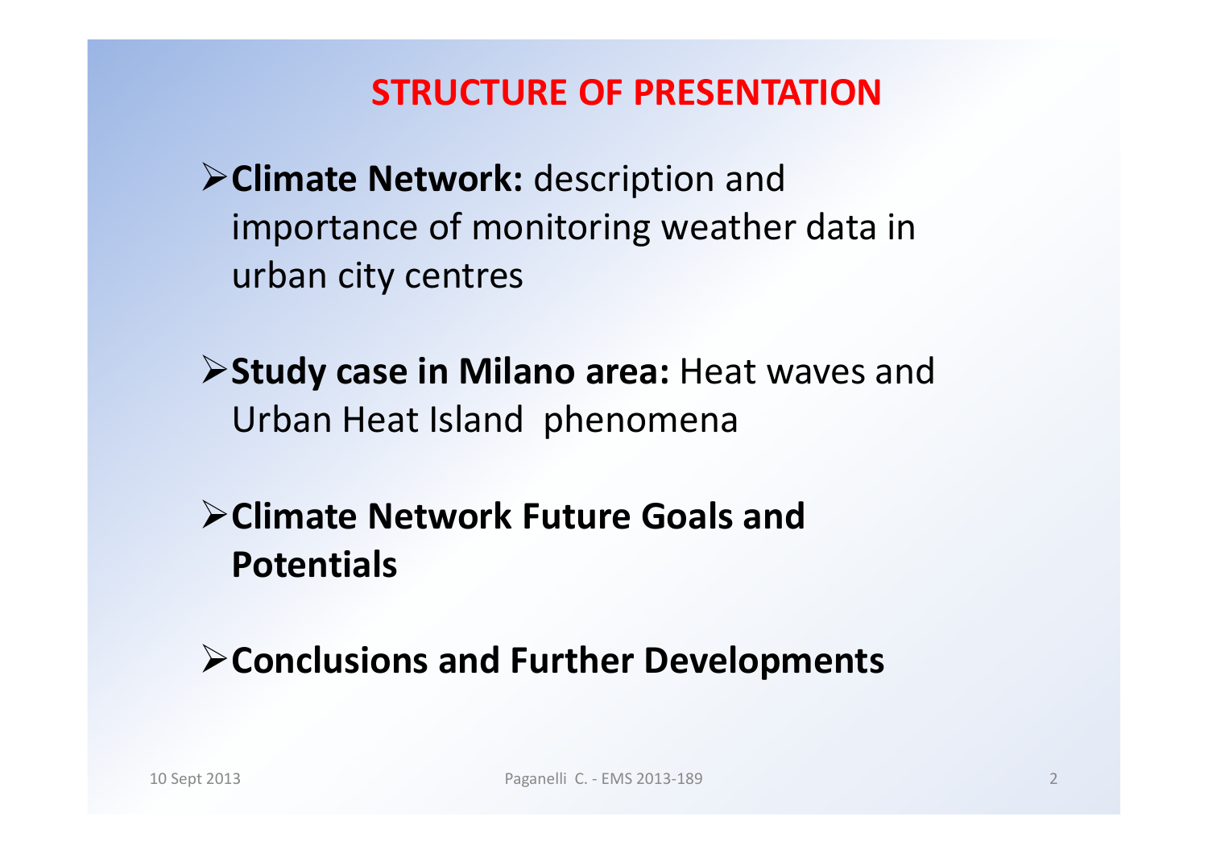# STRUCTURE OF PRESENTATION

- **Climate Network:** description and importance of monitoring weather data in urban city centres
- **Study case in Milano area:** Heat waves and Urban Heat Island phenomena
- **Climate Network Future Goals and Potentials**
- **Conclusions and Further Developments**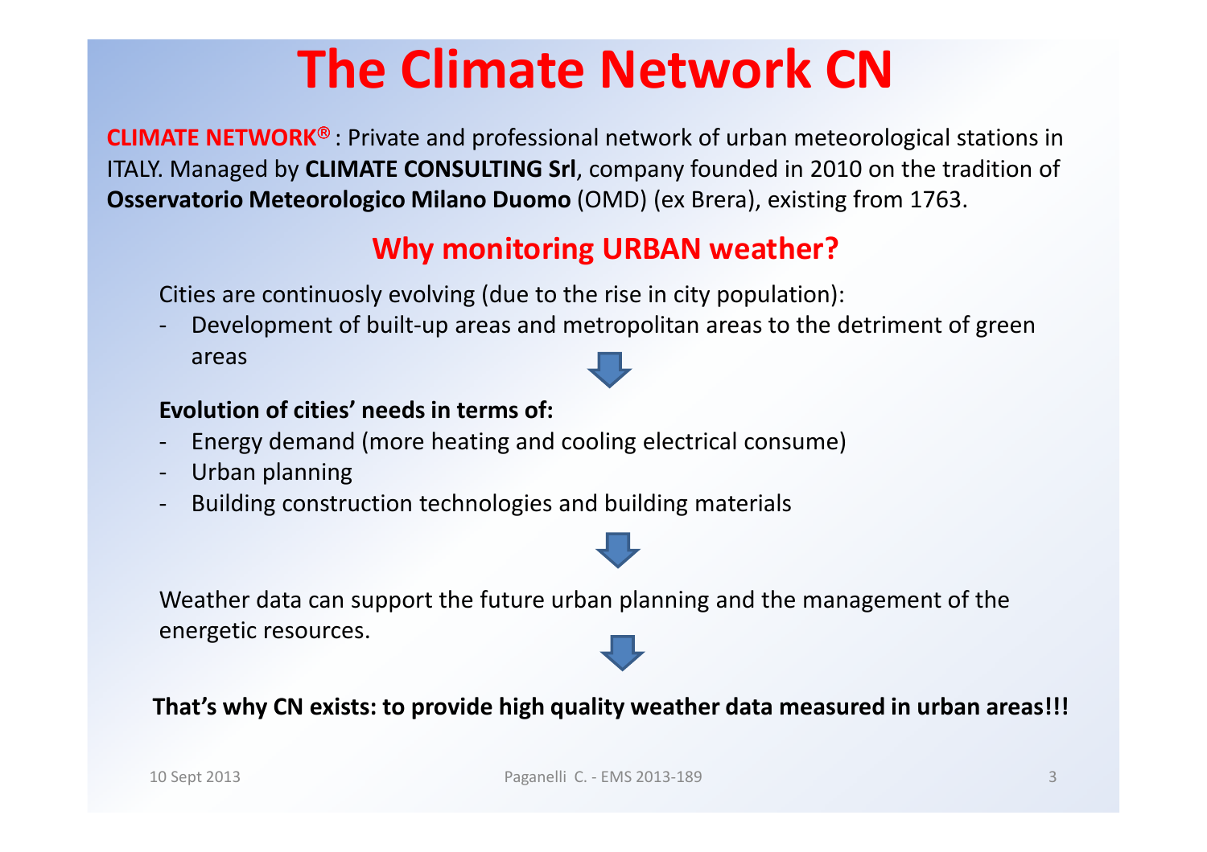# The Climate Network CN

**CLIMATE NETWORK®** : Private and professional network of urban meteorological stations in ITALY. Managed by **CLIMATE CONSULTING Srl**, company founded in 2010 on the tradition of **Osservatorio Meteorologico Milano Duomo** (OMD) (ex Brera), existing from 1763.

## Why monitoring URBAN weather?

Cities are continuosly evolving (due to the rise in city population):

- Development of built-up areas and metropolitan areas to the detriment of green areas

**Evolution of cities' needs in terms of:**

- Energy demand (more heating and cooling electrical consume)
- Urban planning
- Building construction technologies and building materials

Weather data can support the future urban planning and the management of the energetic resources.

**That's why CN exists: to provide high quality weather data measured in urban areas!!!**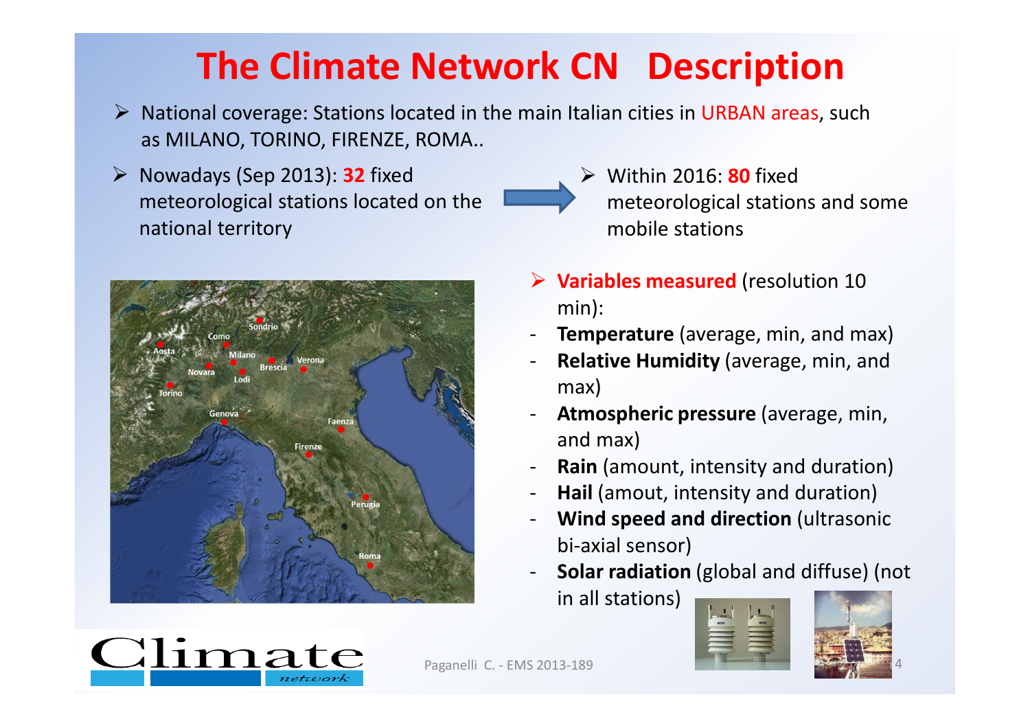# The Climate Network CN Description

- National coverage: Stations located in the main Italian cities in URBAN areas, such as MILANO, TORINO, FIRENZE, ROMA..
- Nowadays (Sep 2013): **32** fixed meteorological stations located on the national territory
- Within 2016: **80** fixed meteorological stations and some mobile stations

- **Variables measured** (resolution 10 min):
  - **Temperature** (average, min, and max)
  - **Relative Humidity** (average, min, and max)
  - **Atmospheric pressure** (average, min, and max)
  - **Rain** (amount, intensity and duration)
  - **Hail** (amout, intensity and duration)
  - **Wind speed and direction** (ultrasonic bi-axial sensor)
  - **Solar radiation** (global and diffuse) (not in all stations)

Paganelli C. - EMS 2013-189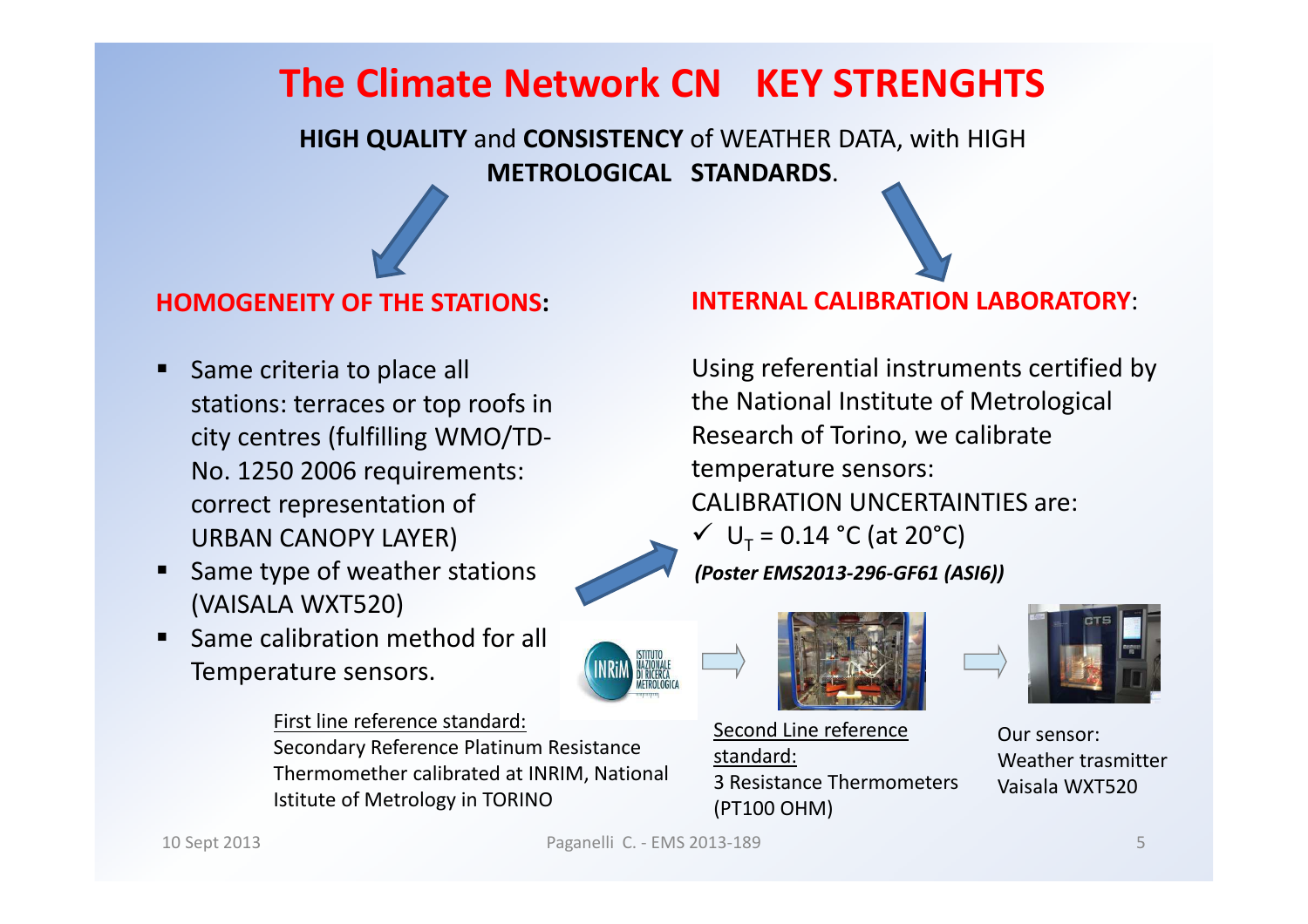# The Climate Network CN KEY STRENGHTS

**HIGH QUALITY** and **CONSISTENCY** of WEATHER DATA, with HIGH **METROLOGICAL STANDARDS**.

## HOMOGENEITY OF THE STATIONS:

- Same criteria to place all stations: terraces or top roofs in city centres (fulfilling WMO/TD-No. 1250 2006 requirements: correct representation of URBAN CANOPY LAYER)
- Same type of weather stations (VAISALA WXT520)
- Same calibration method for all Temperature sensors.

## INTERNAL CALIBRATION LABORATORY:

Using referential instruments certified by the National Institute of Metrological Research of Torino, we calibrate temperature sensors:

CALIBRATION UNCERTAINTIES are:

- ✓ $U_T$ = 0.14 °C (at 20°C)

***(Poster EMS2013-296-GF61 (ASI6))***

INRiM ISTITUTO NAZIONALE DI RICERCA METROLOGICA

First line reference standard:
Secondary Reference Platinum Resistance Thermomether calibrated at INRIM, National Istitute of Metrology in TORINO

Second Line reference standard:
3 Resistance Thermometers (PT100 OHM)

Our sensor:
Weather trasmitter Vaisala WXT520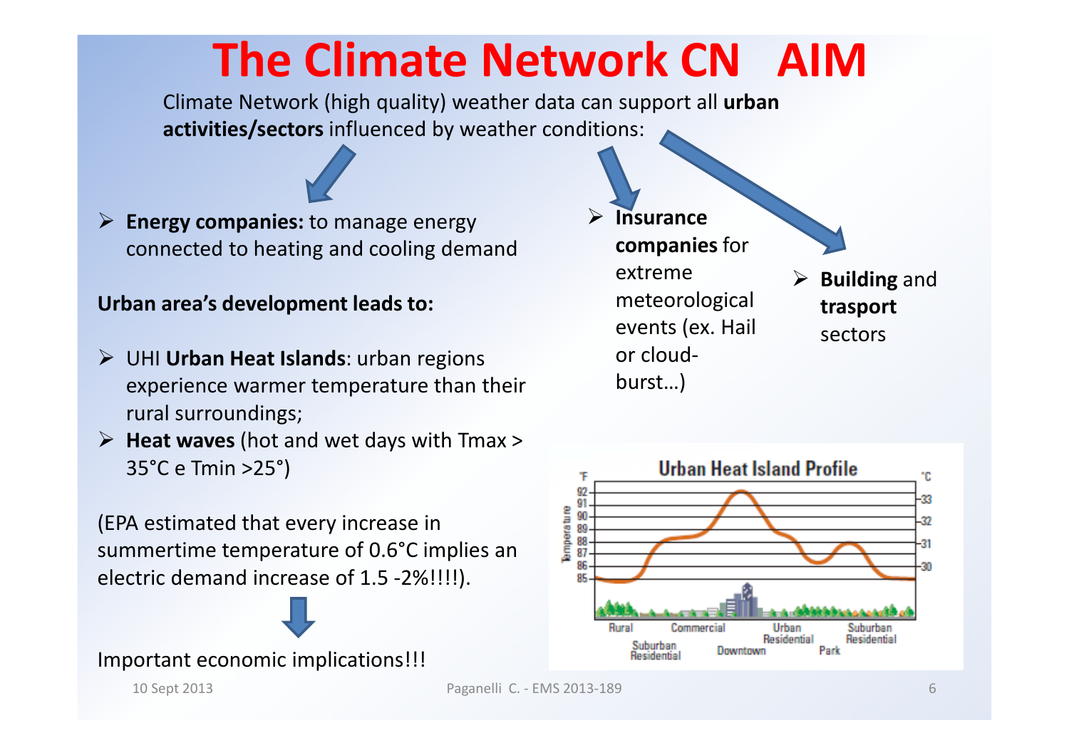# The Climate Network CN AIM

Climate Network (high quality) weather data can support all **urban activities/sectors** influenced by weather conditions:

- **Energy companies:** to manage energy connected to heating and cooling demand

**Urban area's development leads to:**

- UHI **Urban Heat Islands**: urban regions experience warmer temperature than their rural surroundings;
- **Heat waves** (hot and wet days with Tmax > 35°C e Tmin >25°)

(EPA estimated that every increase in summertime temperature of 0.6°C implies an electric demand increase of 1.5 -2%!!!!).

Important economic implications!!!

- **Insurance companies** for extreme meteorological events (ex. Hail or cloud-burst…)
- **Building** and **trasport** sectors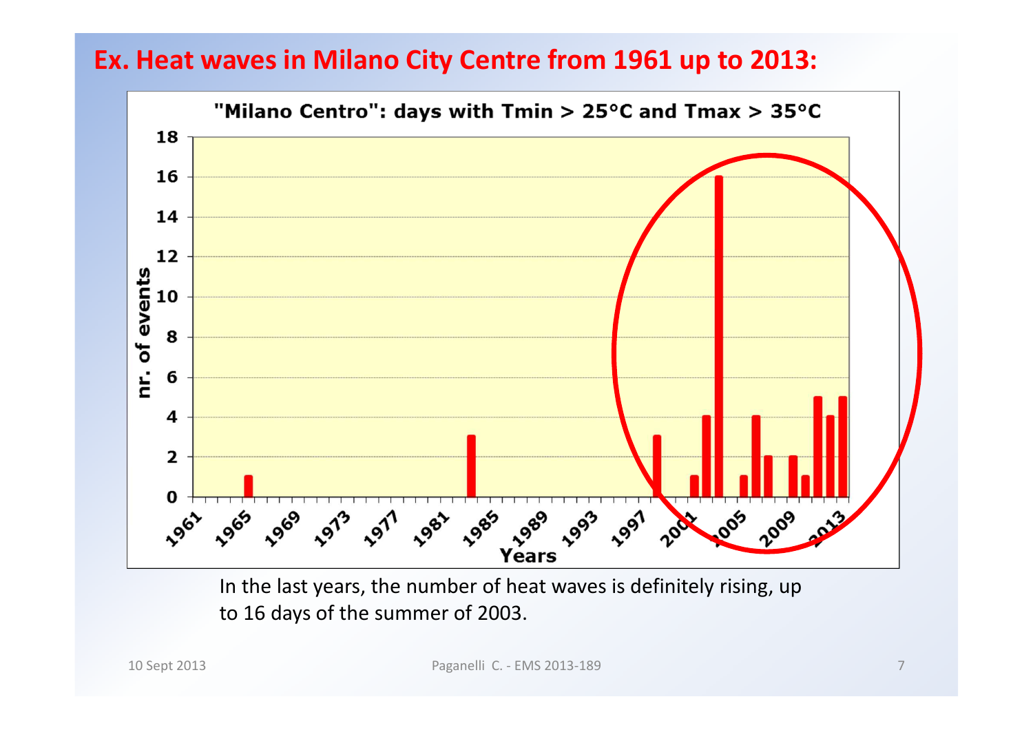# Ex. Heat waves in Milano City Centre from 1961 up to 2013:

"Milano Centro": days with Tmin > 25°C and Tmax > 35°C

In the last years, the number of heat waves is definitely rising, up to 16 days of the summer of 2003.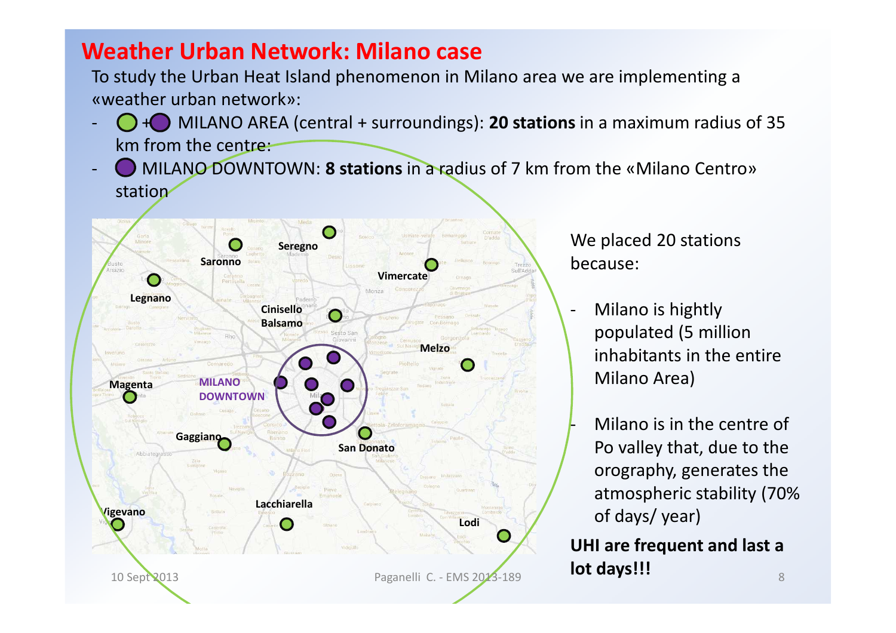# Weather Urban Network: Milano case

To study the Urban Heat Island phenomenon in Milano area we are implementing a «weather urban network»:

- 🟢+🟣 MILANO AREA (central + surroundings): **20 stations** in a maximum radius of 35 km from the centre;
- 🟣 MILANO DOWNTOWN: **8 stations** in a radius of 7 km from the «Milano Centro» station

We placed 20 stations because:

- Milano is hightly populated (5 million inhabitants in the entire Milano Area)
- Milano is in the centre of Po valley that, due to the orography, generates the atmospheric stability (70% of days/ year)

**UHI are frequent and last a lot days!!!**

10 Sept 2013

Paganelli C. - EMS 2013-189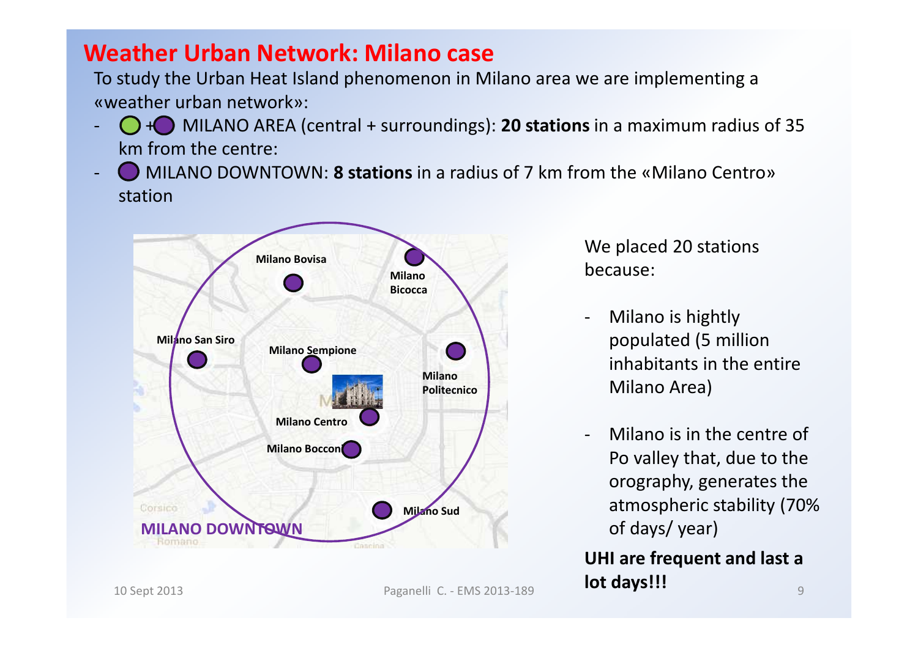# Weather Urban Network: Milano case

To study the Urban Heat Island phenomenon in Milano area we are implementing a «weather urban network»:

- 🟢 + 🟣 MILANO AREA (central + surroundings): **20 stations** in a maximum radius of 35 km from the centre:
- 🟣 MILANO DOWNTOWN: **8 stations** in a radius of 7 km from the «Milano Centro» station

MILANO DOWNTOWN

Milano Bovisa

Milano Bicocca

Milano San Siro

Milano Sempione

Milano Politecnico

Milano Centro

Milano Bocconi

Milano Sud

We placed 20 stations because:

- Milano is hightly populated (5 million inhabitants in the entire Milano Area)
- Milano is in the centre of Po valley that, due to the orography, generates the atmospheric stability (70% of days/ year)

**UHI are frequent and last a lot days!!!**

10 Sept 2013

Paganelli C. - EMS 2013-189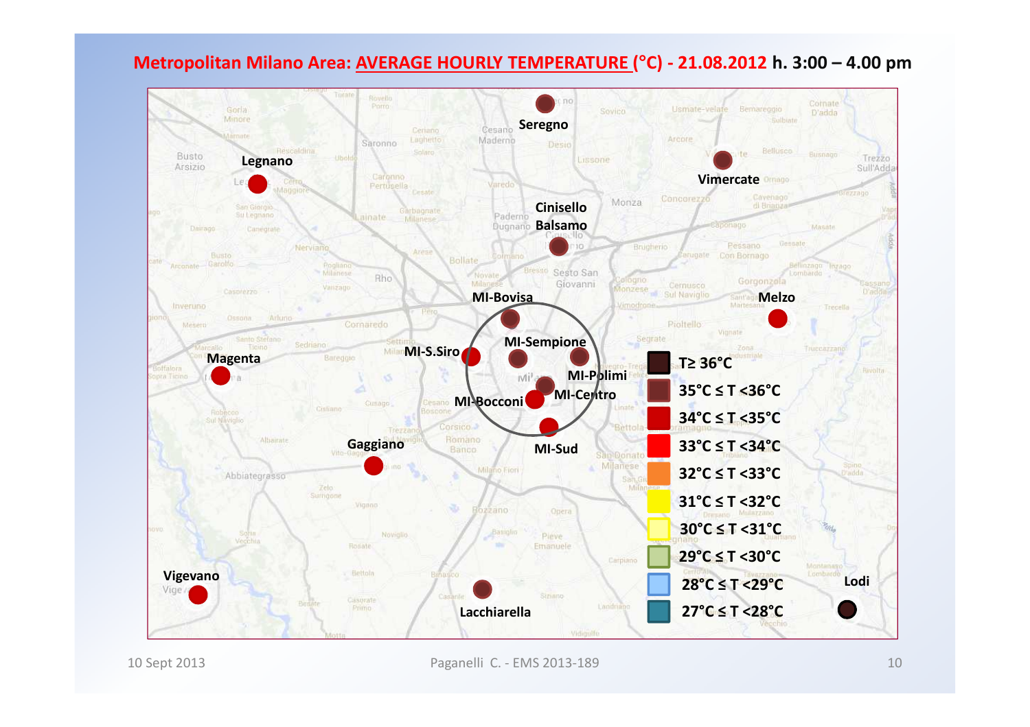# Metropolitan Milano Area: AVERAGE HOURLY TEMPERATURE (°C) - 21.08.2012 h. 3:00 – 4.00 pm

Seregno

Legnano

Vimercate

Cinisello Balsamo

MI-Bovisa

Melzo

MI-Sempione

MI-S.Siro

Magenta

MI-Polimi

MI-Centro

MI-Bocconi

MI-Sud

Gaggiano

Vigevano

Lacchiarella

Lodi

- T≥ 36°C
- 35°C ≤ T <36°C
- 34°C ≤ T <35°C
- 33°C ≤ T <34°C
- 32°C ≤ T <33°C
- 31°C ≤ T <32°C
- 30°C ≤ T <31°C
- 29°C ≤ T <30°C
- 28°C ≤ T <29°C
- 27°C ≤ T <28°C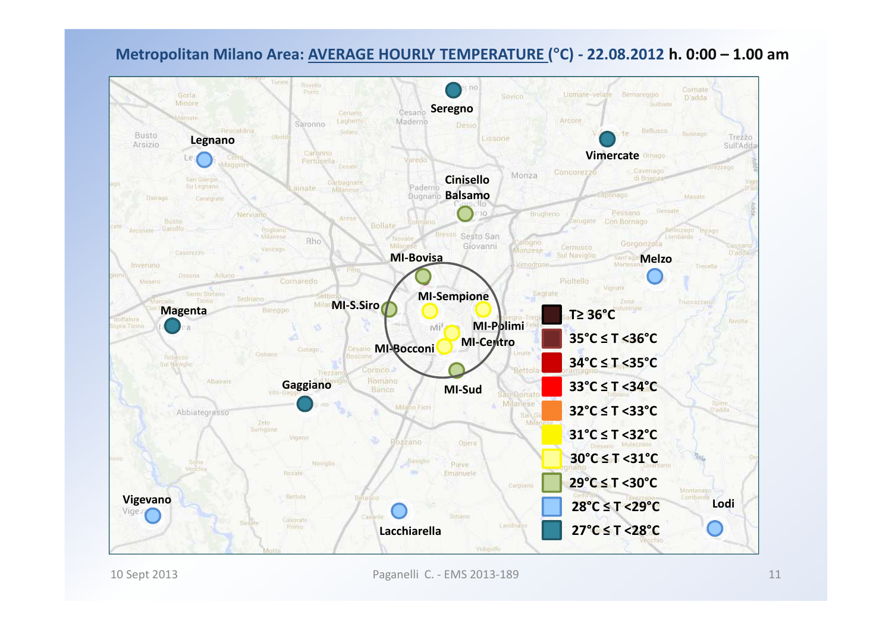## Metropolitan Milano Area: AVERAGE HOURLY TEMPERATURE (°C) - 22.08.2012 h. 0:00 – 1.00 am

Seregno

Legnano

Vimercate

Cinisello Balsamo

MI-Bovisa

Melzo

MI-Sempione

MI-S.Siro

Magenta

MI-Polimi

MI-Centro

MI-Bocconi

Gaggiano

MI-Sud

Vigevano

Lacchiarella

Lodi

- T≥ 36°C
- 35°C ≤ T <36°C
- 34°C ≤ T <35°C
- 33°C ≤ T <34°C
- 32°C ≤ T <33°C
- 31°C ≤ T <32°C
- 30°C ≤ T <31°C
- 29°C ≤ T <30°C
- 28°C ≤ T <29°C
- 27°C ≤ T <28°C

10 Sept 2013 Paganelli C. - EMS 2013-189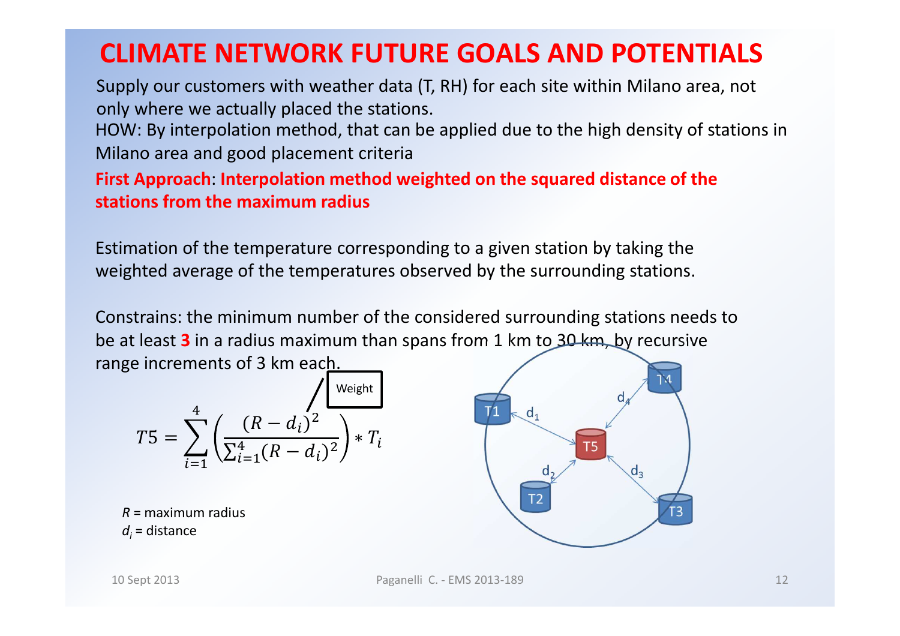# CLIMATE NETWORK FUTURE GOALS AND POTENTIALS

Supply our customers with weather data (T, RH) for each site within Milano area, not only where we actually placed the stations.

HOW: By interpolation method, that can be applied due to the high density of stations in Milano area and good placement criteria

**First Approach**: **Interpolation method weighted on the squared distance of the stations from the maximum radius**

Estimation of the temperature corresponding to a given station by taking the weighted average of the temperatures observed by the surrounding stations.

Constrains: the minimum number of the considered surrounding stations needs to be at least **3** in a radius maximum than spans from 1 km to 30 km, by recursive range increments of 3 km each.

$$T5 = \sum_{i=1}^{4} \left( \frac{(R - d_i)^2}{\sum_{i=1}^{4} (R - d_i)^2} \right) * T_i$$

Weight

$R$ = maximum radius

$d_i$ = distance

T1, T2, T3, T4, T5, $d_1$, $d_2$, $d_3$, $d_4$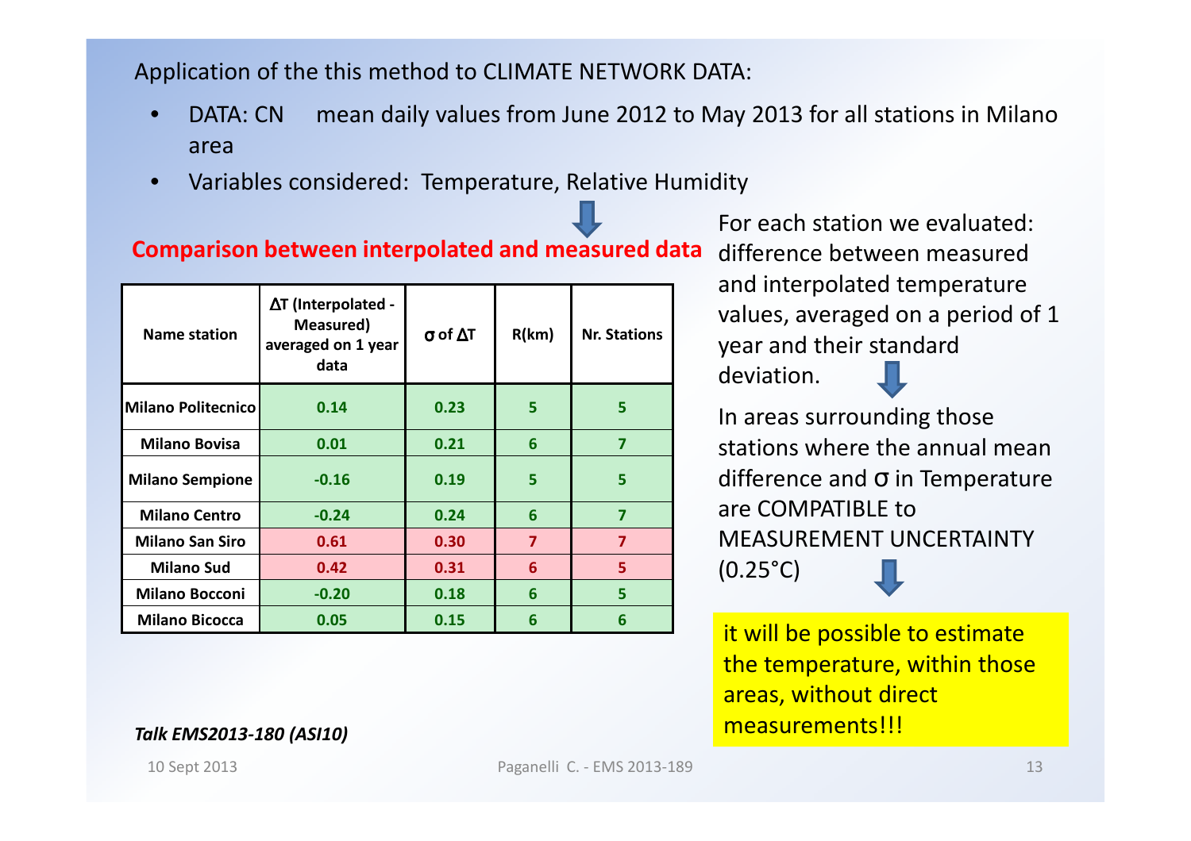Application of the this method to CLIMATE NETWORK DATA:

- DATA: CN mean daily values from June 2012 to May 2013 for all stations in Milano area
- Variables considered: Temperature, Relative Humidity

**Comparison between interpolated and measured data**

| Name station | ΔT (Interpolated - Measured) averaged on 1 year data | σ of ΔT | R(km) | Nr. Stations |
|---|---|---|---|---|
| Milano Politecnico | 0.14 | 0.23 | 5 | 5 |
| Milano Bovisa | 0.01 | 0.21 | 6 | 7 |
| Milano Sempione | -0.16 | 0.19 | 5 | 5 |
| Milano Centro | -0.24 | 0.24 | 6 | 7 |
| Milano San Siro | 0.61 | 0.30 | 7 | 7 |
| Milano Sud | 0.42 | 0.31 | 6 | 5 |
| Milano Bocconi | -0.20 | 0.18 | 6 | 5 |
| Milano Bicocca | 0.05 | 0.15 | 6 | 6 |

For each station we evaluated: difference between measured and interpolated temperature values, averaged on a period of 1 year and their standard deviation.

In areas surrounding those stations where the annual mean difference and σ in Temperature are COMPATIBLE to MEASUREMENT UNCERTAINTY (0.25°C)

it will be possible to estimate the temperature, within those areas, without direct measurements!!!

*Talk EMS2013-180 (ASI10)*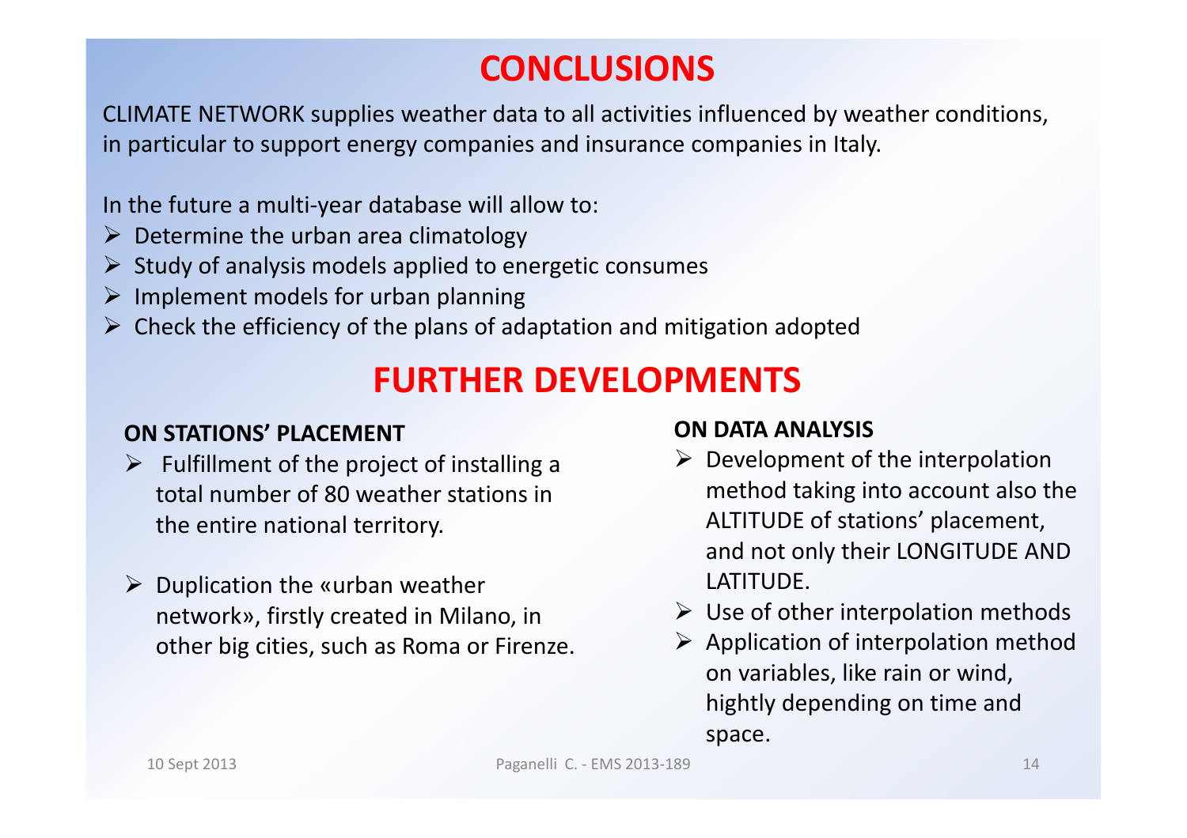# CONCLUSIONS

CLIMATE NETWORK supplies weather data to all activities influenced by weather conditions, in particular to support energy companies and insurance companies in Italy.

In the future a multi-year database will allow to:

- Determine the urban area climatology
- Study of analysis models applied to energetic consumes
- Implement models for urban planning
- Check the efficiency of the plans of adaptation and mitigation adopted

# FURTHER DEVELOPMENTS

**ON STATIONS' PLACEMENT**

- Fulfillment of the project of installing a total number of 80 weather stations in the entire national territory.
- Duplication the «urban weather network», firstly created in Milano, in other big cities, such as Roma or Firenze.

**ON DATA ANALYSIS**

- Development of the interpolation method taking into account also the ALTITUDE of stations' placement, and not only their LONGITUDE AND LATITUDE.
- Use of other interpolation methods
- Application of interpolation method on variables, like rain or wind, hightly depending on time and space.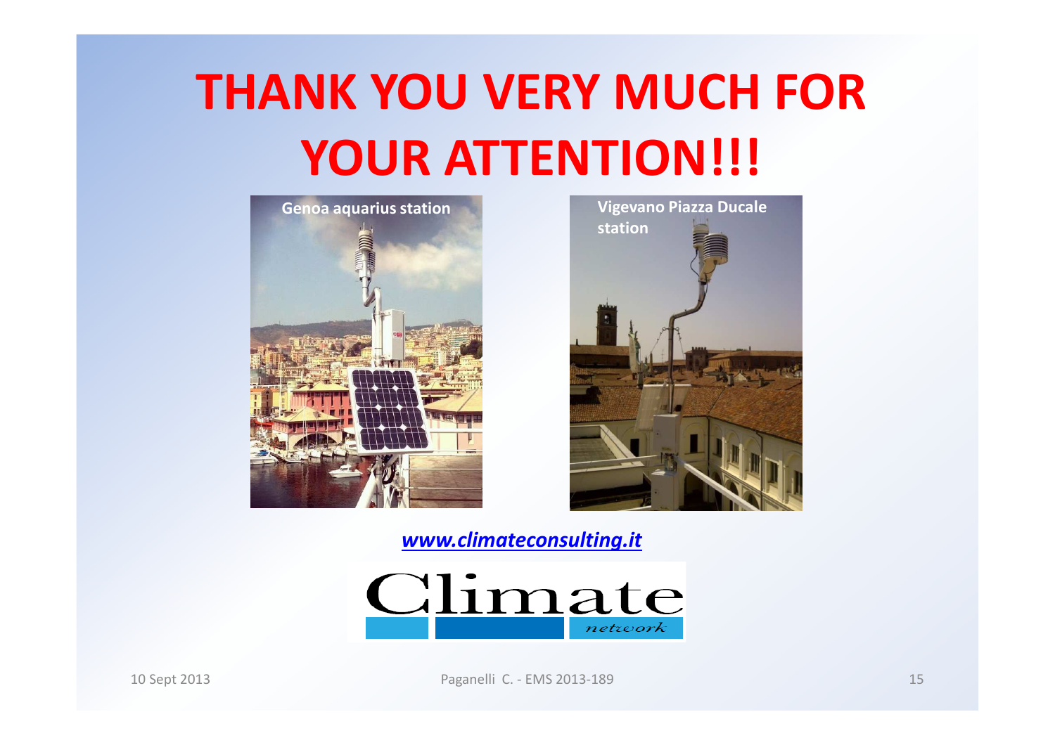# THANK YOU VERY MUCH FOR YOUR ATTENTION!!!

Genoa aquarius station

Vigevano Piazza Ducale station

*[www.climateconsulting.it](http://www.climateconsulting.it)*

Climate network